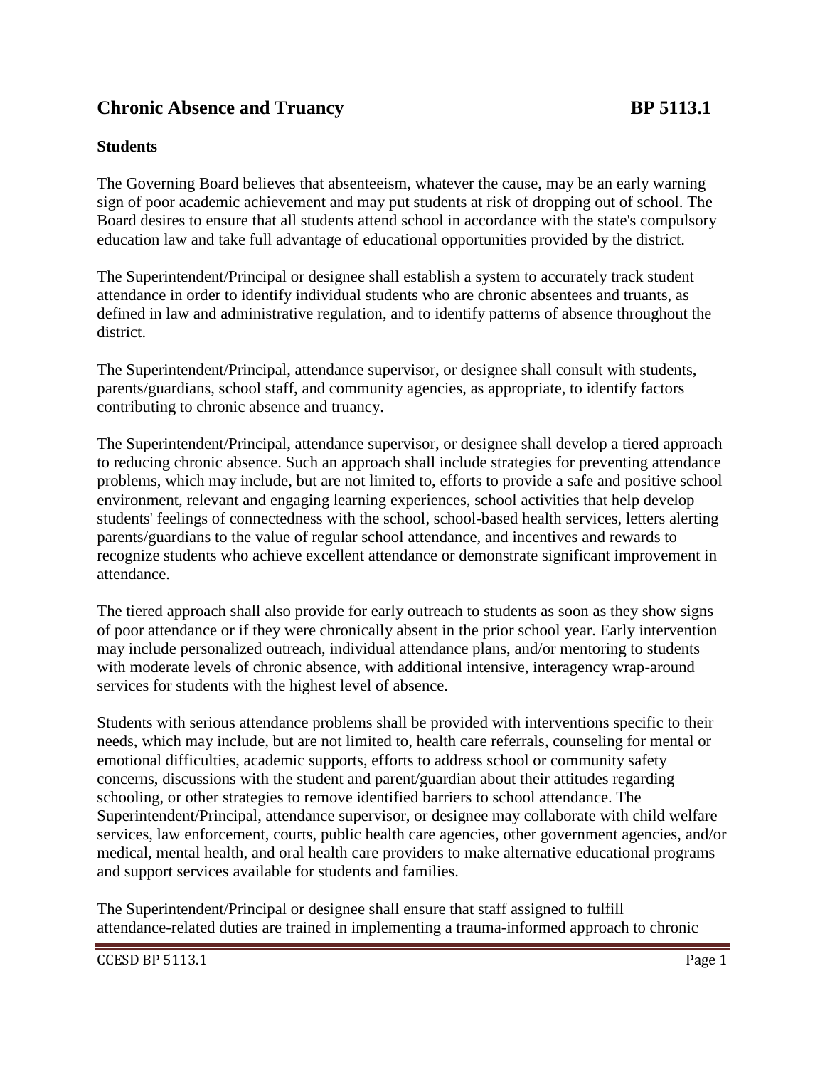# Chronic Absence and Truancy BP 5113.1

**Students**

The Governing Board believes that absenteeism, whatever the cause, may be an early warning sign of poor academic achievement and may put students at risk of dropping out of school. The Board desires to ensure that all students attend school in accordance with the state's compulsory education law and take full advantage of educational opportunities provided by the district.

The Superintendent/Principal or designee shall establish a system to accurately track student attendance in order to identify individual students who are chronic absentees and truants, as defined in law and administrative regulation, and to identify patterns of absence throughout the district.

The Superintendent/Principal, attendance supervisor, or designee shall consult with students, parents/guardians, school staff, and community agencies, as appropriate, to identify factors contributing to chronic absence and truancy.

The Superintendent/Principal, attendance supervisor, or designee shall develop a tiered approach to reducing chronic absence. Such an approach shall include strategies for preventing attendance problems, which may include, but are not limited to, efforts to provide a safe and positive school environment, relevant and engaging learning experiences, school activities that help develop students' feelings of connectedness with the school, school-based health services, letters alerting parents/guardians to the value of regular school attendance, and incentives and rewards to recognize students who achieve excellent attendance or demonstrate significant improvement in attendance.

The tiered approach shall also provide for early outreach to students as soon as they show signs of poor attendance or if they were chronically absent in the prior school year. Early intervention may include personalized outreach, individual attendance plans, and/or mentoring to students with moderate levels of chronic absence, with additional intensive, interagency wrap-around services for students with the highest level of absence.

Students with serious attendance problems shall be provided with interventions specific to their needs, which may include, but are not limited to, health care referrals, counseling for mental or emotional difficulties, academic supports, efforts to address school or community safety concerns, discussions with the student and parent/guardian about their attitudes regarding schooling, or other strategies to remove identified barriers to school attendance. The Superintendent/Principal, attendance supervisor, or designee may collaborate with child welfare services, law enforcement, courts, public health care agencies, other government agencies, and/or medical, mental health, and oral health care providers to make alternative educational programs and support services available for students and families.

The Superintendent/Principal or designee shall ensure that staff assigned to fulfill attendance-related duties are trained in implementing a trauma-informed approach to chronic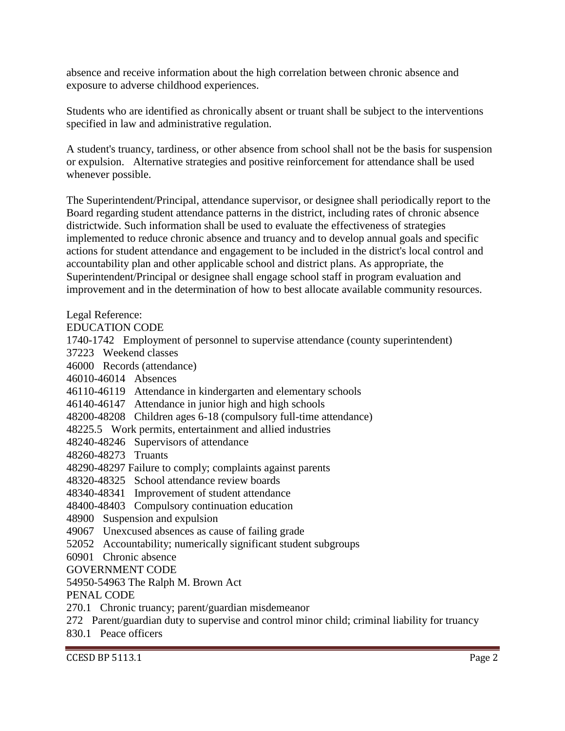absence and receive information about the high correlation between chronic absence and exposure to adverse childhood experiences.

Students who are identified as chronically absent or truant shall be subject to the interventions specified in law and administrative regulation.

A student's truancy, tardiness, or other absence from school shall not be the basis for suspension or expulsion. Alternative strategies and positive reinforcement for attendance shall be used whenever possible.

The Superintendent/Principal, attendance supervisor, or designee shall periodically report to the Board regarding student attendance patterns in the district, including rates of chronic absence districtwide. Such information shall be used to evaluate the effectiveness of strategies implemented to reduce chronic absence and truancy and to develop annual goals and specific actions for student attendance and engagement to be included in the district's local control and accountability plan and other applicable school and district plans. As appropriate, the Superintendent/Principal or designee shall engage school staff in program evaluation and improvement and in the determination of how to best allocate available community resources.

Legal Reference:
EDUCATION CODE
1740-1742 Employment of personnel to supervise attendance (county superintendent)
37223 Weekend classes
46000 Records (attendance)
46010-46014 Absences
46110-46119 Attendance in kindergarten and elementary schools
46140-46147 Attendance in junior high and high schools
48200-48208 Children ages 6-18 (compulsory full-time attendance)
48225.5 Work permits, entertainment and allied industries
48240-48246 Supervisors of attendance
48260-48273 Truants
48290-48297 Failure to comply; complaints against parents
48320-48325 School attendance review boards
48340-48341 Improvement of student attendance
48400-48403 Compulsory continuation education
48900 Suspension and expulsion
49067 Unexcused absences as cause of failing grade
52052 Accountability; numerically significant student subgroups
60901 Chronic absence
GOVERNMENT CODE
54950-54963 The Ralph M. Brown Act
PENAL CODE
270.1 Chronic truancy; parent/guardian misdemeanor
272 Parent/guardian duty to supervise and control minor child; criminal liability for truancy
830.1 Peace officers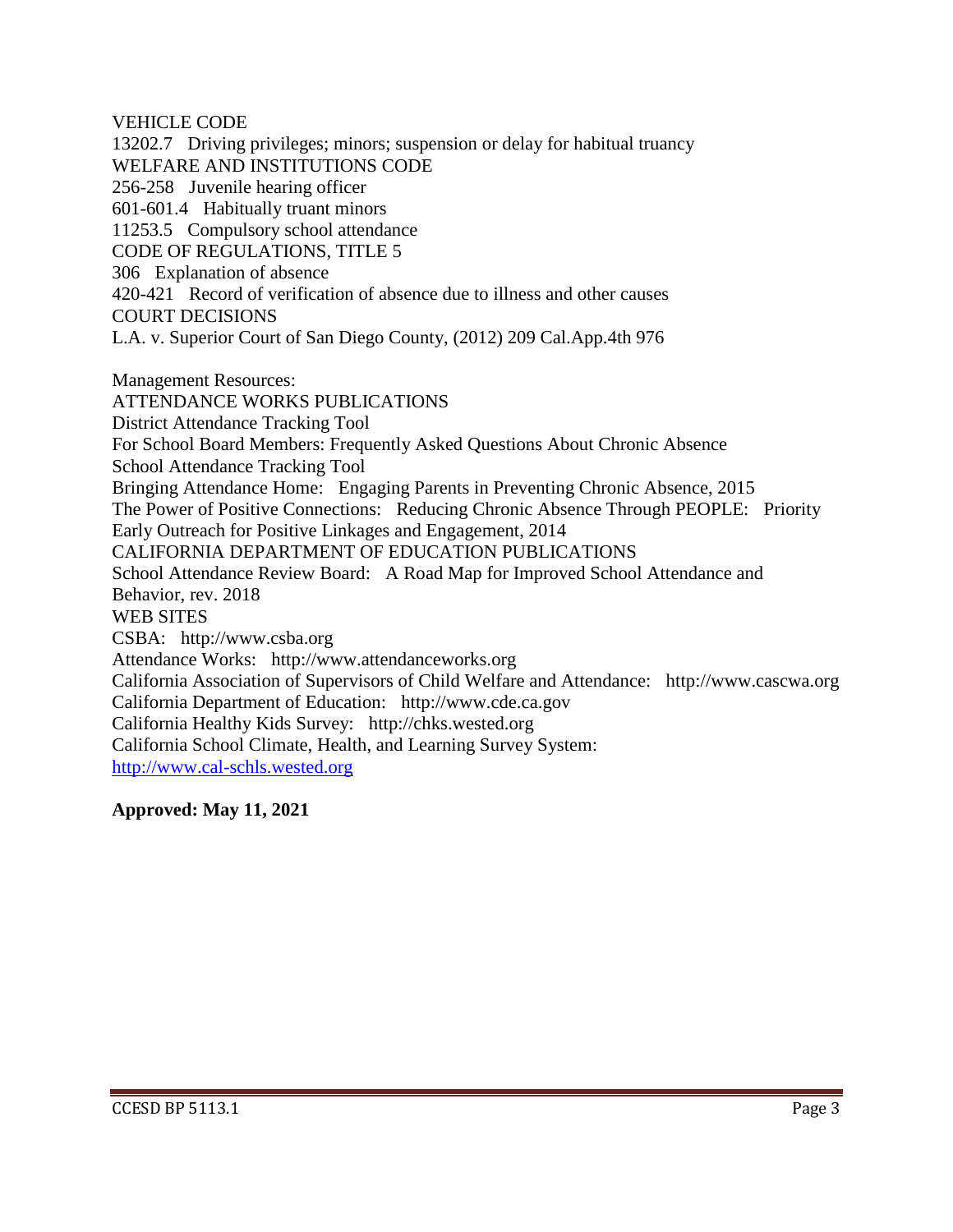VEHICLE CODE
13202.7 Driving privileges; minors; suspension or delay for habitual truancy
WELFARE AND INSTITUTIONS CODE
256-258 Juvenile hearing officer
601-601.4 Habitually truant minors
11253.5 Compulsory school attendance
CODE OF REGULATIONS, TITLE 5
306 Explanation of absence
420-421 Record of verification of absence due to illness and other causes
COURT DECISIONS
L.A. v. Superior Court of San Diego County, (2012) 209 Cal.App.4th 976

Management Resources:
ATTENDANCE WORKS PUBLICATIONS
District Attendance Tracking Tool
For School Board Members: Frequently Asked Questions About Chronic Absence
School Attendance Tracking Tool
Bringing Attendance Home: Engaging Parents in Preventing Chronic Absence, 2015
The Power of Positive Connections: Reducing Chronic Absence Through PEOPLE: Priority Early Outreach for Positive Linkages and Engagement, 2014
CALIFORNIA DEPARTMENT OF EDUCATION PUBLICATIONS
School Attendance Review Board: A Road Map for Improved School Attendance and Behavior, rev. 2018
WEB SITES
CSBA: http://www.csba.org
Attendance Works: http://www.attendanceworks.org
California Association of Supervisors of Child Welfare and Attendance: http://www.cascwa.org
California Department of Education: http://www.cde.ca.gov
California Healthy Kids Survey: http://chks.wested.org
California School Climate, Health, and Learning Survey System: http://www.cal-schls.wested.org

**Approved: May 11, 2021**